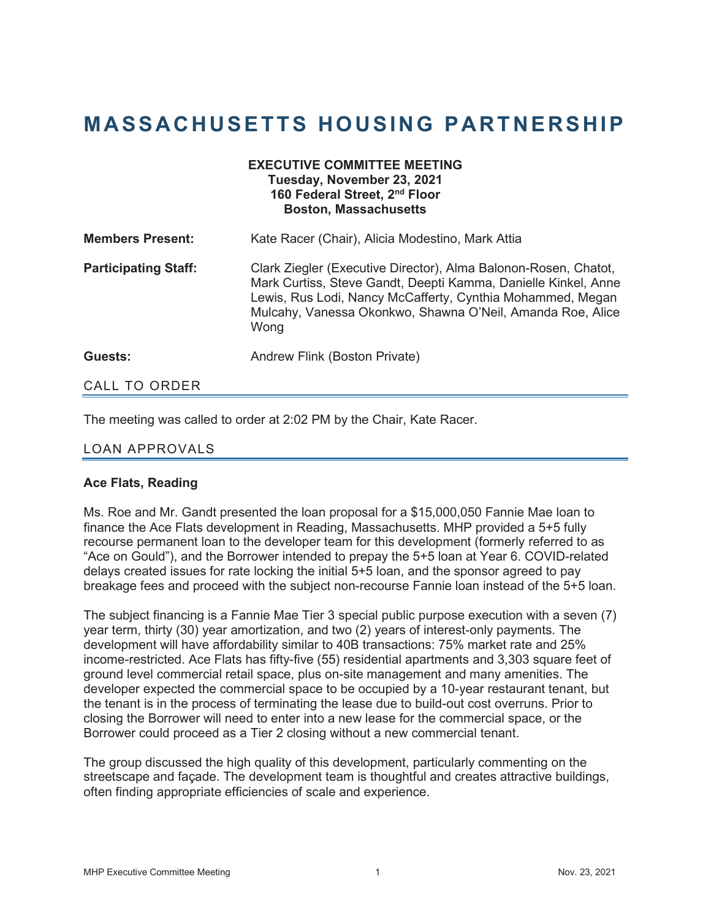# MASSACHUSETTS HOUSING PARTNERSHIP

**EXECUTIVE COMMITTEE MEETING**
**Tuesday, November 23, 2021**
**160 Federal Street, 2nd Floor**
**Boston, Massachusetts**

**Members Present:** Kate Racer (Chair), Alicia Modestino, Mark Attia

**Participating Staff:** Clark Ziegler (Executive Director), Alma Balonon-Rosen, Chatot, Mark Curtiss, Steve Gandt, Deepti Kamma, Danielle Kinkel, Anne Lewis, Rus Lodi, Nancy McCafferty, Cynthia Mohammed, Megan Mulcahy, Vanessa Okonkwo, Shawna O'Neil, Amanda Roe, Alice Wong

**Guests:** Andrew Flink (Boston Private)

## CALL TO ORDER

The meeting was called to order at 2:02 PM by the Chair, Kate Racer.

## LOAN APPROVALS

### Ace Flats, Reading

Ms. Roe and Mr. Gandt presented the loan proposal for a $15,000,050 Fannie Mae loan to finance the Ace Flats development in Reading, Massachusetts. MHP provided a 5+5 fully recourse permanent loan to the developer team for this development (formerly referred to as "Ace on Gould"), and the Borrower intended to prepay the 5+5 loan at Year 6. COVID-related delays created issues for rate locking the initial 5+5 loan, and the sponsor agreed to pay breakage fees and proceed with the subject non-recourse Fannie loan instead of the 5+5 loan.

The subject financing is a Fannie Mae Tier 3 special public purpose execution with a seven (7) year term, thirty (30) year amortization, and two (2) years of interest-only payments. The development will have affordability similar to 40B transactions: 75% market rate and 25% income-restricted. Ace Flats has fifty-five (55) residential apartments and 3,303 square feet of ground level commercial retail space, plus on-site management and many amenities. The developer expected the commercial space to be occupied by a 10-year restaurant tenant, but the tenant is in the process of terminating the lease due to build-out cost overruns. Prior to closing the Borrower will need to enter into a new lease for the commercial space, or the Borrower could proceed as a Tier 2 closing without a new commercial tenant.

The group discussed the high quality of this development, particularly commenting on the streetscape and façade. The development team is thoughtful and creates attractive buildings, often finding appropriate efficiencies of scale and experience.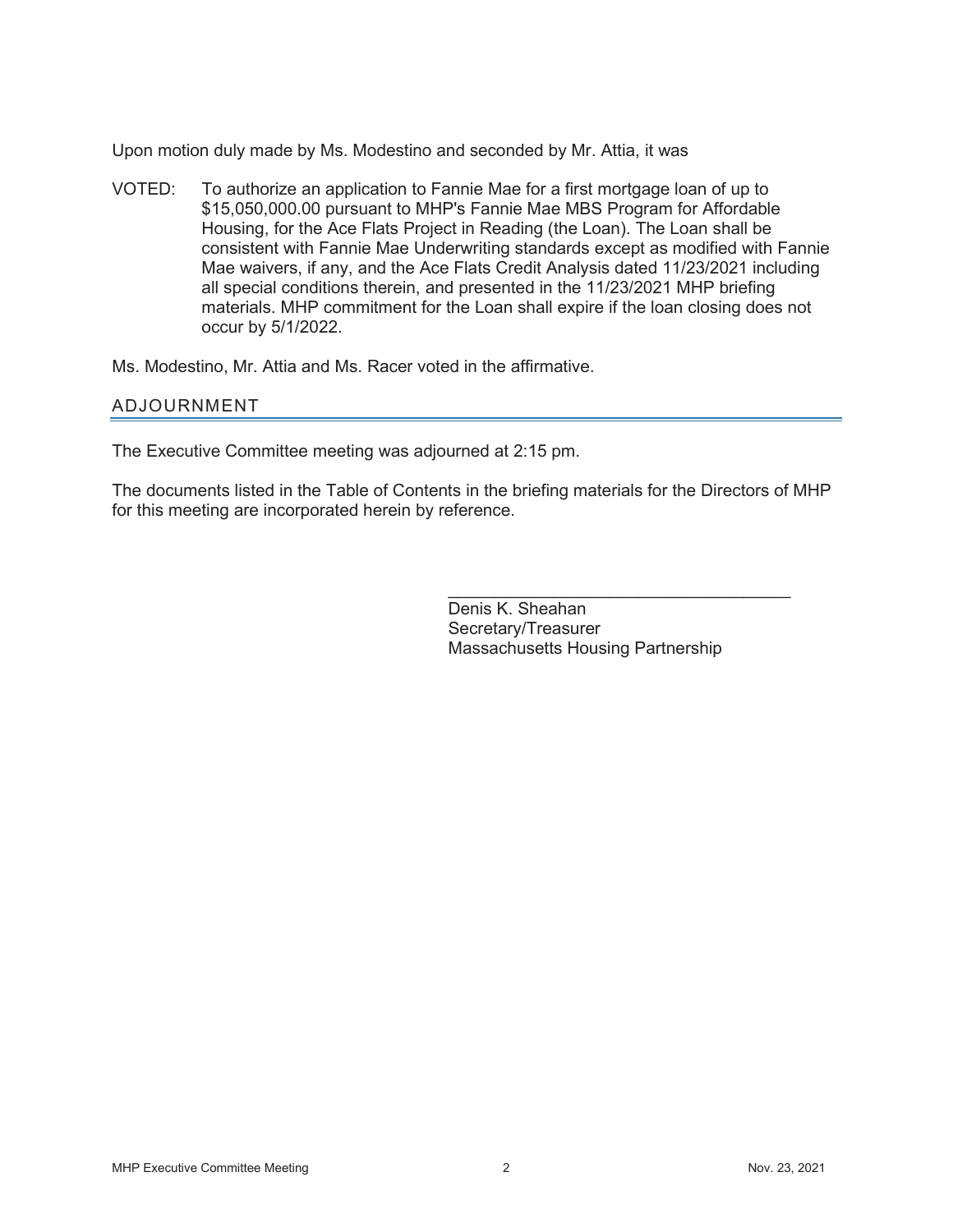Upon motion duly made by Ms. Modestino and seconded by Mr. Attia, it was

VOTED: To authorize an application to Fannie Mae for a first mortgage loan of up to $15,050,000.00 pursuant to MHP's Fannie Mae MBS Program for Affordable Housing, for the Ace Flats Project in Reading (the Loan). The Loan shall be consistent with Fannie Mae Underwriting standards except as modified with Fannie Mae waivers, if any, and the Ace Flats Credit Analysis dated 11/23/2021 including all special conditions therein, and presented in the 11/23/2021 MHP briefing materials. MHP commitment for the Loan shall expire if the loan closing does not occur by 5/1/2022.

Ms. Modestino, Mr. Attia and Ms. Racer voted in the affirmative.

## ADJOURNMENT

The Executive Committee meeting was adjourned at 2:15 pm.

The documents listed in the Table of Contents in the briefing materials for the Directors of MHP for this meeting are incorporated herein by reference.

\_\_\_\_\_\_\_\_\_\_\_\_\_\_\_\_\_\_\_\_\_\_\_\_\_\_\_\_\_\_\_\_\_\_\_\_

Denis K. Sheahan
Secretary/Treasurer
Massachusetts Housing Partnership